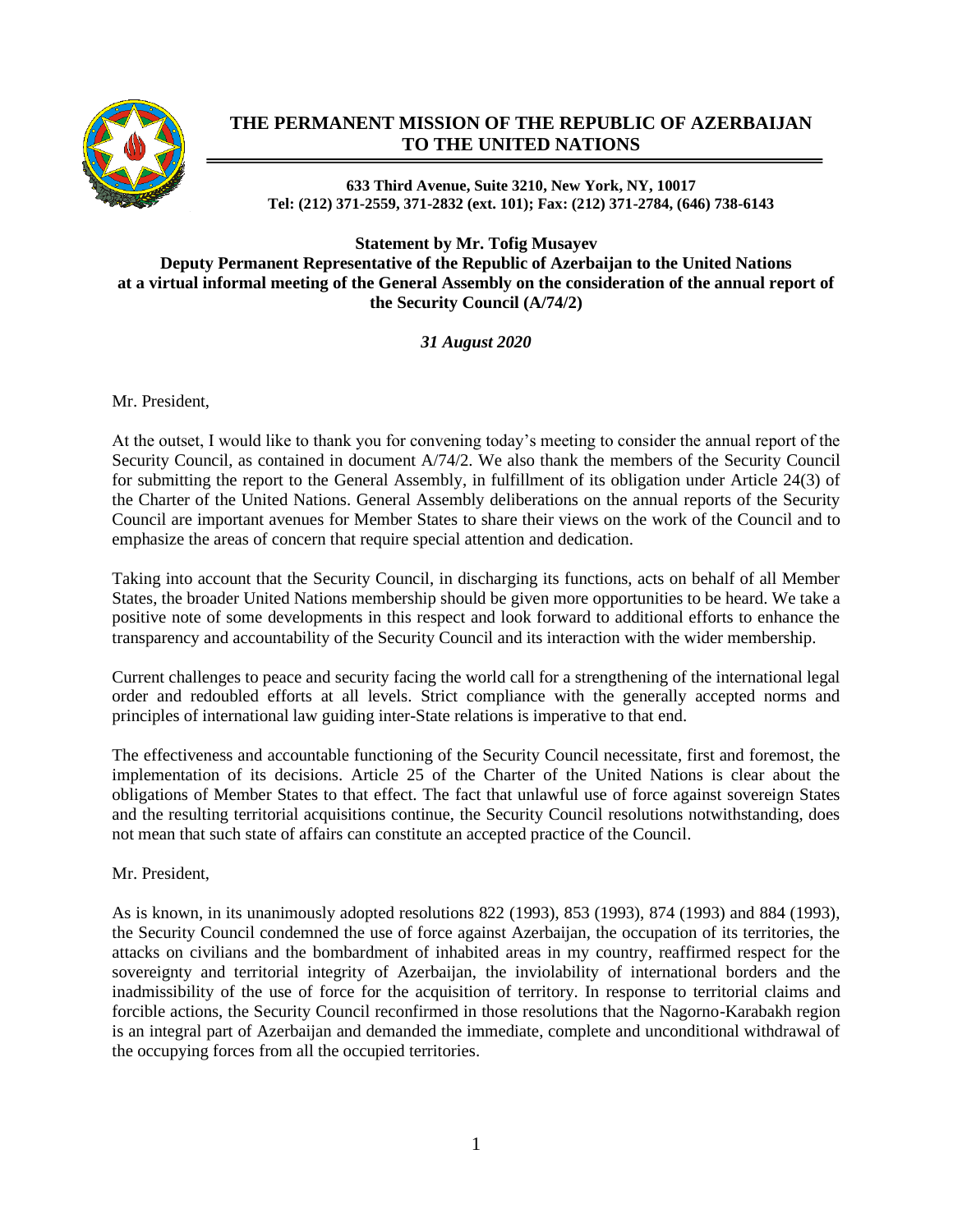# THE PERMANENT MISSION OF THE REPUBLIC OF AZERBAIJAN TO THE UNITED NATIONS

**633 Third Avenue, Suite 3210, New York, NY, 10017**
**Tel: (212) 371-2559, 371-2832 (ext. 101); Fax: (212) 371-2784, (646) 738-6143**

**Statement by Mr. Tofig Musayev**
**Deputy Permanent Representative of the Republic of Azerbaijan to the United Nations at a virtual informal meeting of the General Assembly on the consideration of the annual report of the Security Council (A/74/2)**

***31 August 2020***

Mr. President,

At the outset, I would like to thank you for convening today's meeting to consider the annual report of the Security Council, as contained in document A/74/2. We also thank the members of the Security Council for submitting the report to the General Assembly, in fulfillment of its obligation under Article 24(3) of the Charter of the United Nations. General Assembly deliberations on the annual reports of the Security Council are important avenues for Member States to share their views on the work of the Council and to emphasize the areas of concern that require special attention and dedication.

Taking into account that the Security Council, in discharging its functions, acts on behalf of all Member States, the broader United Nations membership should be given more opportunities to be heard. We take a positive note of some developments in this respect and look forward to additional efforts to enhance the transparency and accountability of the Security Council and its interaction with the wider membership.

Current challenges to peace and security facing the world call for a strengthening of the international legal order and redoubled efforts at all levels. Strict compliance with the generally accepted norms and principles of international law guiding inter-State relations is imperative to that end.

The effectiveness and accountable functioning of the Security Council necessitate, first and foremost, the implementation of its decisions. Article 25 of the Charter of the United Nations is clear about the obligations of Member States to that effect. The fact that unlawful use of force against sovereign States and the resulting territorial acquisitions continue, the Security Council resolutions notwithstanding, does not mean that such state of affairs can constitute an accepted practice of the Council.

Mr. President,

As is known, in its unanimously adopted resolutions 822 (1993), 853 (1993), 874 (1993) and 884 (1993), the Security Council condemned the use of force against Azerbaijan, the occupation of its territories, the attacks on civilians and the bombardment of inhabited areas in my country, reaffirmed respect for the sovereignty and territorial integrity of Azerbaijan, the inviolability of international borders and the inadmissibility of the use of force for the acquisition of territory. In response to territorial claims and forcible actions, the Security Council reconfirmed in those resolutions that the Nagorno-Karabakh region is an integral part of Azerbaijan and demanded the immediate, complete and unconditional withdrawal of the occupying forces from all the occupied territories.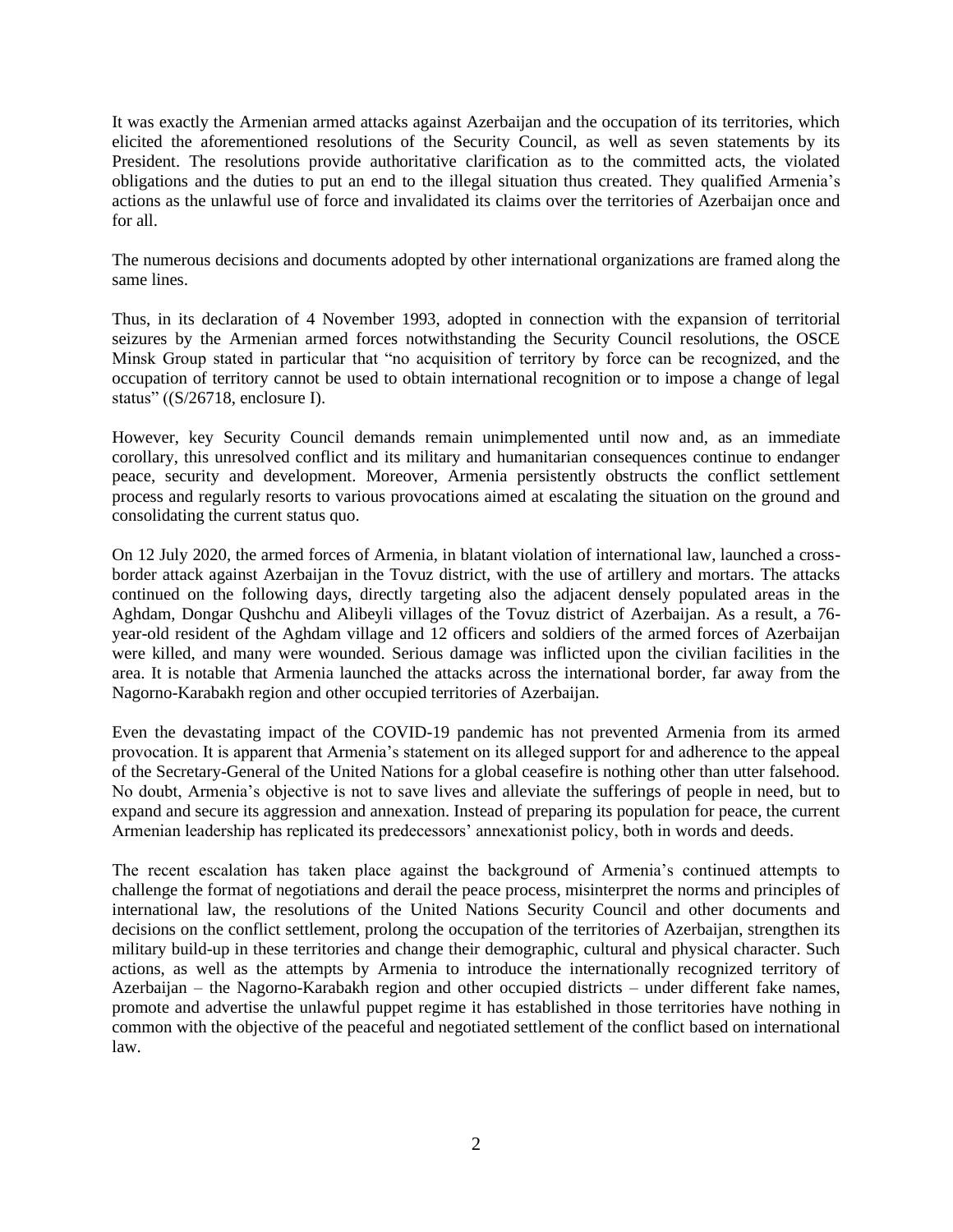It was exactly the Armenian armed attacks against Azerbaijan and the occupation of its territories, which elicited the aforementioned resolutions of the Security Council, as well as seven statements by its President. The resolutions provide authoritative clarification as to the committed acts, the violated obligations and the duties to put an end to the illegal situation thus created. They qualified Armenia's actions as the unlawful use of force and invalidated its claims over the territories of Azerbaijan once and for all.

The numerous decisions and documents adopted by other international organizations are framed along the same lines.

Thus, in its declaration of 4 November 1993, adopted in connection with the expansion of territorial seizures by the Armenian armed forces notwithstanding the Security Council resolutions, the OSCE Minsk Group stated in particular that "no acquisition of territory by force can be recognized, and the occupation of territory cannot be used to obtain international recognition or to impose a change of legal status" ((S/26718, enclosure I).

However, key Security Council demands remain unimplemented until now and, as an immediate corollary, this unresolved conflict and its military and humanitarian consequences continue to endanger peace, security and development. Moreover, Armenia persistently obstructs the conflict settlement process and regularly resorts to various provocations aimed at escalating the situation on the ground and consolidating the current status quo.

On 12 July 2020, the armed forces of Armenia, in blatant violation of international law, launched a cross-border attack against Azerbaijan in the Tovuz district, with the use of artillery and mortars. The attacks continued on the following days, directly targeting also the adjacent densely populated areas in the Aghdam, Dongar Qushchu and Alibeyli villages of the Tovuz district of Azerbaijan. As a result, a 76-year-old resident of the Aghdam village and 12 officers and soldiers of the armed forces of Azerbaijan were killed, and many were wounded. Serious damage was inflicted upon the civilian facilities in the area. It is notable that Armenia launched the attacks across the international border, far away from the Nagorno-Karabakh region and other occupied territories of Azerbaijan.

Even the devastating impact of the COVID-19 pandemic has not prevented Armenia from its armed provocation. It is apparent that Armenia's statement on its alleged support for and adherence to the appeal of the Secretary-General of the United Nations for a global ceasefire is nothing other than utter falsehood. No doubt, Armenia's objective is not to save lives and alleviate the sufferings of people in need, but to expand and secure its aggression and annexation. Instead of preparing its population for peace, the current Armenian leadership has replicated its predecessors' annexationist policy, both in words and deeds.

The recent escalation has taken place against the background of Armenia's continued attempts to challenge the format of negotiations and derail the peace process, misinterpret the norms and principles of international law, the resolutions of the United Nations Security Council and other documents and decisions on the conflict settlement, prolong the occupation of the territories of Azerbaijan, strengthen its military build-up in these territories and change their demographic, cultural and physical character. Such actions, as well as the attempts by Armenia to introduce the internationally recognized territory of Azerbaijan – the Nagorno-Karabakh region and other occupied districts – under different fake names, promote and advertise the unlawful puppet regime it has established in those territories have nothing in common with the objective of the peaceful and negotiated settlement of the conflict based on international law.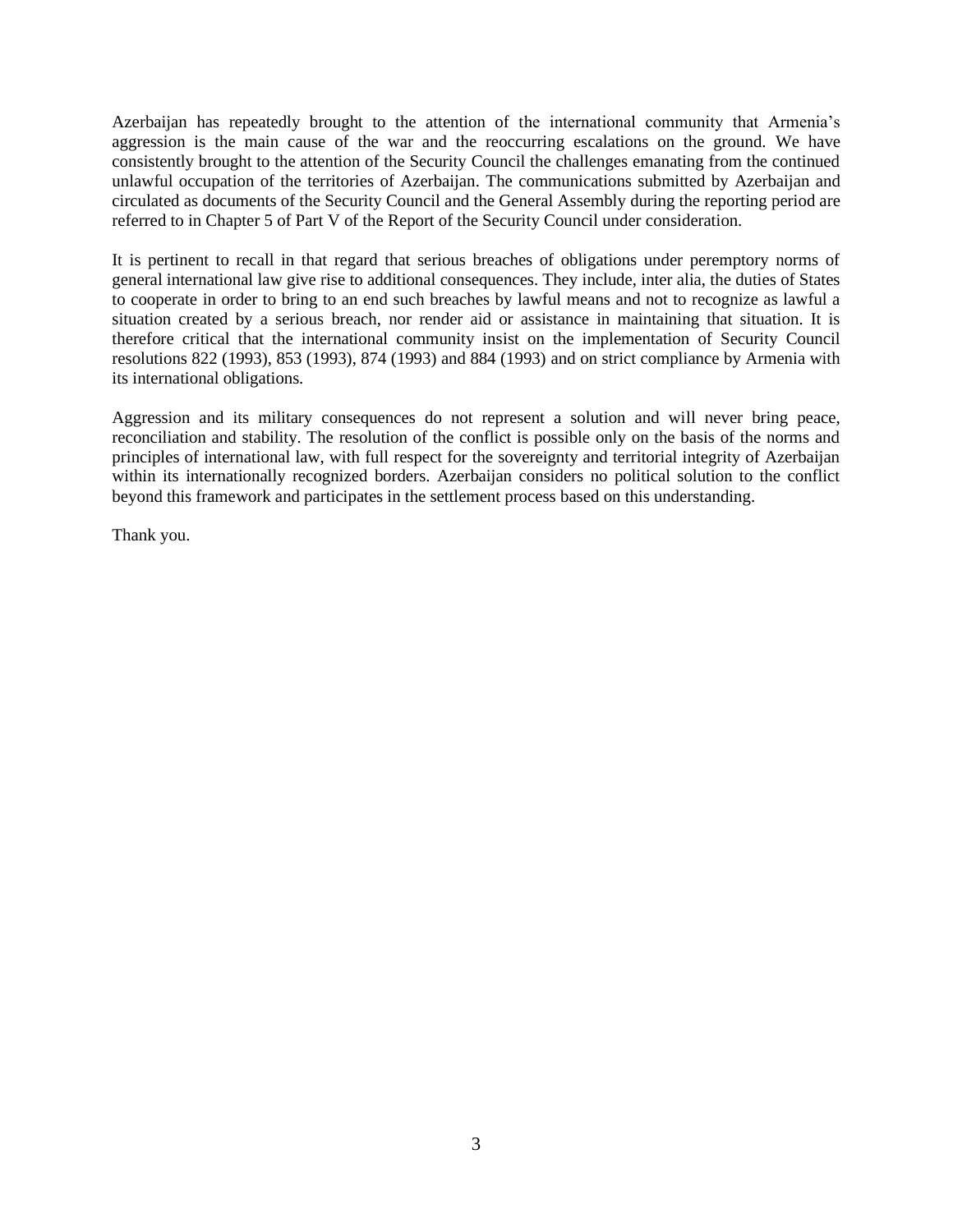Azerbaijan has repeatedly brought to the attention of the international community that Armenia's aggression is the main cause of the war and the reoccurring escalations on the ground. We have consistently brought to the attention of the Security Council the challenges emanating from the continued unlawful occupation of the territories of Azerbaijan. The communications submitted by Azerbaijan and circulated as documents of the Security Council and the General Assembly during the reporting period are referred to in Chapter 5 of Part V of the Report of the Security Council under consideration.

It is pertinent to recall in that regard that serious breaches of obligations under peremptory norms of general international law give rise to additional consequences. They include, inter alia, the duties of States to cooperate in order to bring to an end such breaches by lawful means and not to recognize as lawful a situation created by a serious breach, nor render aid or assistance in maintaining that situation. It is therefore critical that the international community insist on the implementation of Security Council resolutions 822 (1993), 853 (1993), 874 (1993) and 884 (1993) and on strict compliance by Armenia with its international obligations.

Aggression and its military consequences do not represent a solution and will never bring peace, reconciliation and stability. The resolution of the conflict is possible only on the basis of the norms and principles of international law, with full respect for the sovereignty and territorial integrity of Azerbaijan within its internationally recognized borders. Azerbaijan considers no political solution to the conflict beyond this framework and participates in the settlement process based on this understanding.

Thank you.